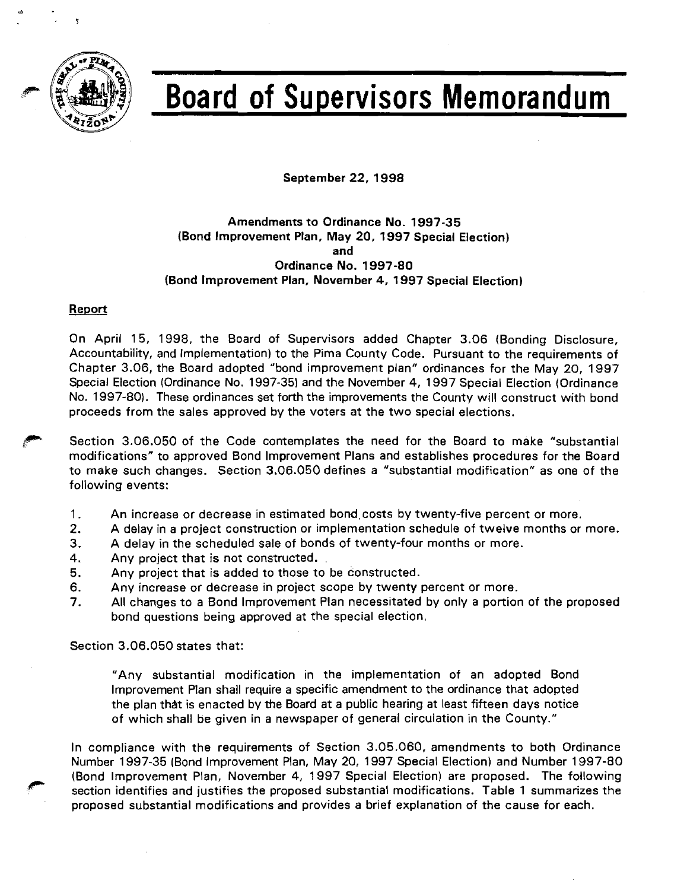# Board of Supervisors Memorandum

September 22, 1998

**Amendments to Ordinance No. 1997-35**
**(Bond Improvement Plan, May 20, 1997 Special Election)**
**and**
**Ordinance No. 1997-80**
**(Bond Improvement Plan, November 4, 1997 Special Election)**

## Report

On April 15, 1998, the Board of Supervisors added Chapter 3.06 (Bonding Disclosure, Accountability, and Implementation) to the Pima County Code. Pursuant to the requirements of Chapter 3.06, the Board adopted "bond improvement plan" ordinances for the May 20, 1997 Special Election (Ordinance No. 1997-35) and the November 4, 1997 Special Election (Ordinance No. 1997-80). These ordinances set forth the improvements the County will construct with bond proceeds from the sales approved by the voters at the two special elections.

Section 3.06.050 of the Code contemplates the need for the Board to make "substantial modifications" to approved Bond Improvement Plans and establishes procedures for the Board to make such changes. Section 3.06.050 defines a "substantial modification" as one of the following events:

1. An increase or decrease in estimated bond costs by twenty-five percent or more.
2. A delay in a project construction or implementation schedule of twelve months or more.
3. A delay in the scheduled sale of bonds of twenty-four months or more.
4. Any project that is not constructed.
5. Any project that is added to those to be constructed.
6. Any increase or decrease in project scope by twenty percent or more.
7. All changes to a Bond Improvement Plan necessitated by only a portion of the proposed bond questions being approved at the special election.

Section 3.06.050 states that:

> "Any substantial modification in the implementation of an adopted Bond Improvement Plan shall require a specific amendment to the ordinance that adopted the plan that is enacted by the Board at a public hearing at least fifteen days notice of which shall be given in a newspaper of general circulation in the County."

In compliance with the requirements of Section 3.05.060, amendments to both Ordinance Number 1997-35 (Bond Improvement Plan, May 20, 1997 Special Election) and Number 1997-80 (Bond Improvement Plan, November 4, 1997 Special Election) are proposed. The following section identifies and justifies the proposed substantial modifications. Table 1 summarizes the proposed substantial modifications and provides a brief explanation of the cause for each.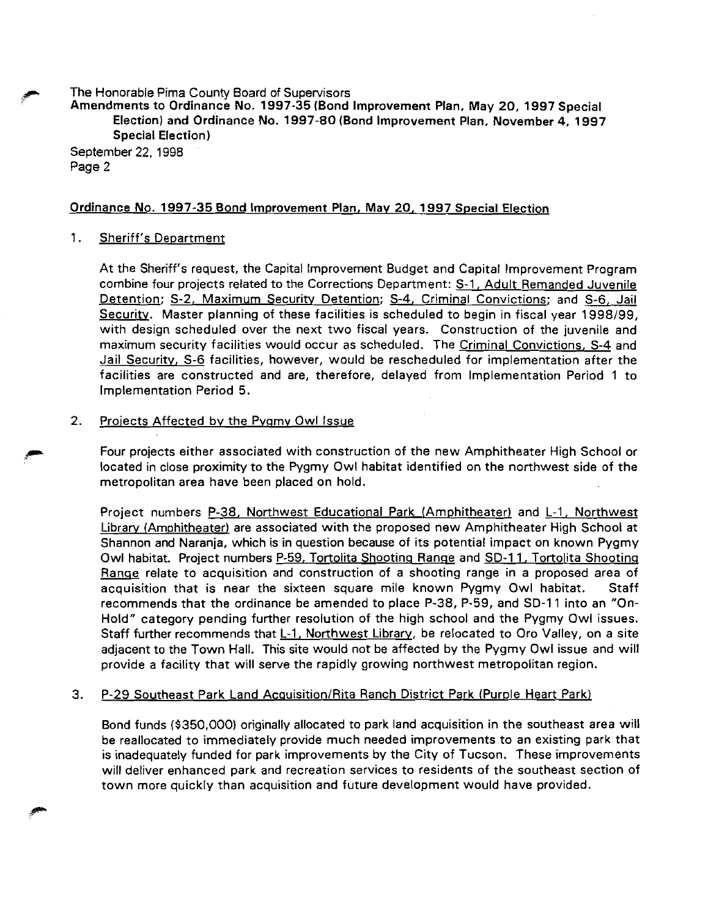## Ordinance No. 1997-35 Bond Improvement Plan, May 20, 1997 Special Election

1. Sheriff's Department

   At the Sheriff's request, the Capital Improvement Budget and Capital Improvement Program combine four projects related to the Corrections Department: S-1, Adult Remanded Juvenile Detention; S-2, Maximum Security Detention; S-4, Criminal Convictions; and S-6, Jail Security. Master planning of these facilities is scheduled to begin in fiscal year 1998/99, with design scheduled over the next two fiscal years. Construction of the juvenile and maximum security facilities would occur as scheduled. The Criminal Convictions, S-4 and Jail Security, S-6 facilities, however, would be rescheduled for implementation after the facilities are constructed and are, therefore, delayed from Implementation Period 1 to Implementation Period 5.

2. Projects Affected by the Pygmy Owl Issue

   Four projects either associated with construction of the new Amphitheater High School or located in close proximity to the Pygmy Owl habitat identified on the northwest side of the metropolitan area have been placed on hold.

   Project numbers P-38, Northwest Educational Park (Amphitheater) and L-1, Northwest Library (Amphitheater) are associated with the proposed new Amphitheater High School at Shannon and Naranja, which is in question because of its potential impact on known Pygmy Owl habitat. Project numbers P-59, Tortolita Shooting Range and SD-11, Tortolita Shooting Range relate to acquisition and construction of a shooting range in a proposed area of acquisition that is near the sixteen square mile known Pygmy Owl habitat. Staff recommends that the ordinance be amended to place P-38, P-59, and SD-11 into an "On-Hold" category pending further resolution of the high school and the Pygmy Owl issues. Staff further recommends that L-1, Northwest Library, be relocated to Oro Valley, on a site adjacent to the Town Hall. This site would not be affected by the Pygmy Owl issue and will provide a facility that will serve the rapidly growing northwest metropolitan region.

3. P-29 Southeast Park Land Acquisition/Rita Ranch District Park (Purple Heart Park)

   Bond funds ($350,000) originally allocated to park land acquisition in the southeast area will be reallocated to immediately provide much needed improvements to an existing park that is inadequately funded for park improvements by the City of Tucson. These improvements will deliver enhanced park and recreation services to residents of the southeast section of town more quickly than acquisition and future development would have provided.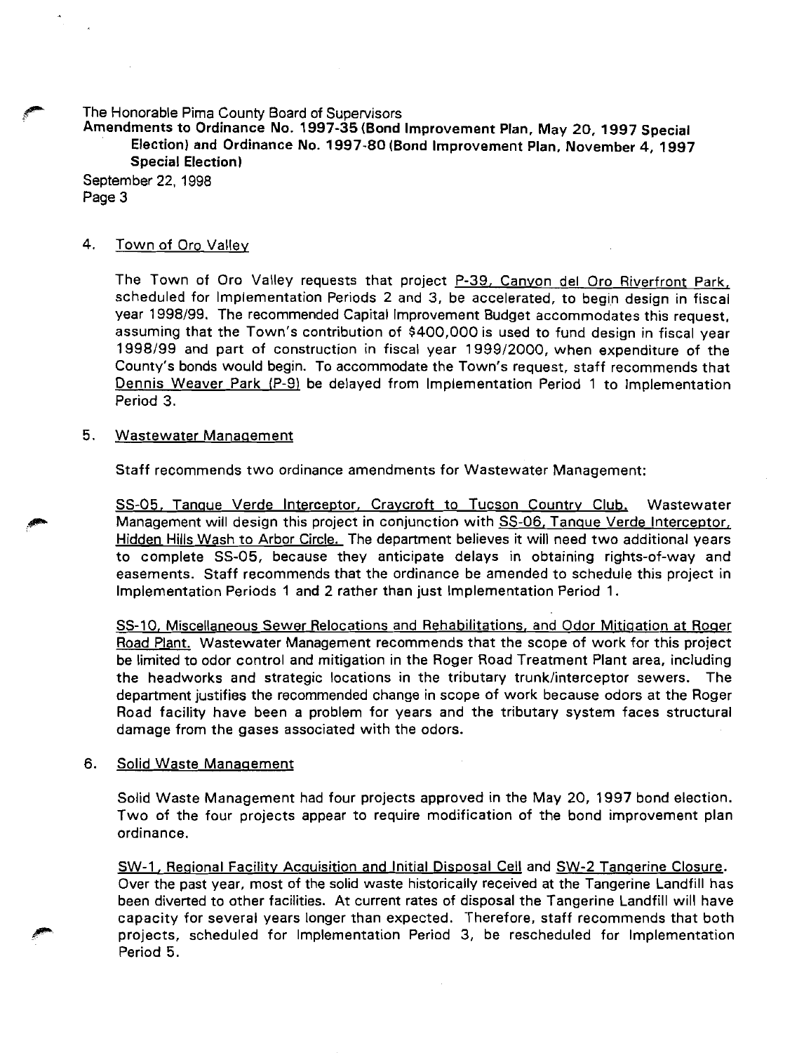4. Town of Oro Valley

The Town of Oro Valley requests that project P-39, Canyon del Oro Riverfront Park, scheduled for Implementation Periods 2 and 3, be accelerated, to begin design in fiscal year 1998/99. The recommended Capital Improvement Budget accommodates this request, assuming that the Town's contribution of $400,000 is used to fund design in fiscal year 1998/99 and part of construction in fiscal year 1999/2000, when expenditure of the County's bonds would begin. To accommodate the Town's request, staff recommends that Dennis Weaver Park (P-9) be delayed from Implementation Period 1 to Implementation Period 3.

5. Wastewater Management

Staff recommends two ordinance amendments for Wastewater Management:

SS-05, Tanque Verde Interceptor, Craycroft to Tucson Country Club. Wastewater Management will design this project in conjunction with SS-06, Tanque Verde Interceptor, Hidden Hills Wash to Arbor Circle. The department believes it will need two additional years to complete SS-05, because they anticipate delays in obtaining rights-of-way and easements. Staff recommends that the ordinance be amended to schedule this project in Implementation Periods 1 and 2 rather than just Implementation Period 1.

SS-10, Miscellaneous Sewer Relocations and Rehabilitations, and Odor Mitigation at Roger Road Plant. Wastewater Management recommends that the scope of work for this project be limited to odor control and mitigation in the Roger Road Treatment Plant area, including the headworks and strategic locations in the tributary trunk/interceptor sewers. The department justifies the recommended change in scope of work because odors at the Roger Road facility have been a problem for years and the tributary system faces structural damage from the gases associated with the odors.

6. Solid Waste Management

Solid Waste Management had four projects approved in the May 20, 1997 bond election. Two of the four projects appear to require modification of the bond improvement plan ordinance.

SW-1, Regional Facility Acquisition and Initial Disposal Cell and SW-2 Tangerine Closure. Over the past year, most of the solid waste historically received at the Tangerine Landfill has been diverted to other facilities. At current rates of disposal the Tangerine Landfill will have capacity for several years longer than expected. Therefore, staff recommends that both projects, scheduled for Implementation Period 3, be rescheduled for Implementation Period 5.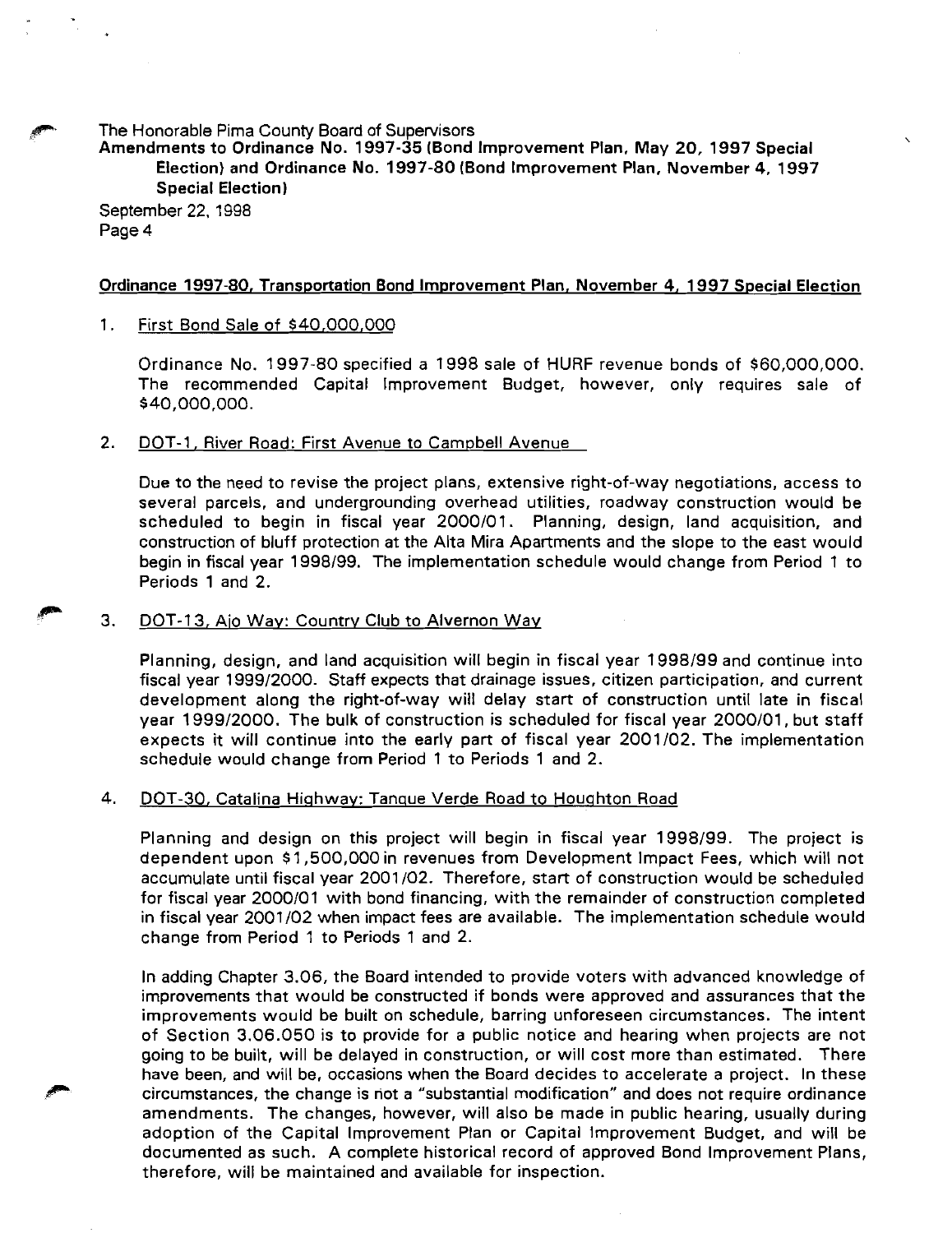## Ordinance 1997-80, Transportation Bond Improvement Plan, November 4, 1997 Special Election

1. First Bond Sale of $40,000,000

   Ordinance No. 1997-80 specified a 1998 sale of HURF revenue bonds of $60,000,000. The recommended Capital Improvement Budget, however, only requires sale of $40,000,000.

2. DOT-1, River Road: First Avenue to Campbell Avenue

   Due to the need to revise the project plans, extensive right-of-way negotiations, access to several parcels, and undergrounding overhead utilities, roadway construction would be scheduled to begin in fiscal year 2000/01. Planning, design, land acquisition, and construction of bluff protection at the Alta Mira Apartments and the slope to the east would begin in fiscal year 1998/99. The implementation schedule would change from Period 1 to Periods 1 and 2.

3. DOT-13, Ajo Way: Country Club to Alvernon Way

   Planning, design, and land acquisition will begin in fiscal year 1998/99 and continue into fiscal year 1999/2000. Staff expects that drainage issues, citizen participation, and current development along the right-of-way will delay start of construction until late in fiscal year 1999/2000. The bulk of construction is scheduled for fiscal year 2000/01, but staff expects it will continue into the early part of fiscal year 2001/02. The implementation schedule would change from Period 1 to Periods 1 and 2.

4. DOT-30, Catalina Highway: Tanque Verde Road to Houghton Road

   Planning and design on this project will begin in fiscal year 1998/99. The project is dependent upon $1,500,000 in revenues from Development Impact Fees, which will not accumulate until fiscal year 2001/02. Therefore, start of construction would be scheduled for fiscal year 2000/01 with bond financing, with the remainder of construction completed in fiscal year 2001/02 when impact fees are available. The implementation schedule would change from Period 1 to Periods 1 and 2.

   In adding Chapter 3.06, the Board intended to provide voters with advanced knowledge of improvements that would be constructed if bonds were approved and assurances that the improvements would be built on schedule, barring unforeseen circumstances. The intent of Section 3.06.050 is to provide for a public notice and hearing when projects are not going to be built, will be delayed in construction, or will cost more than estimated. There have been, and will be, occasions when the Board decides to accelerate a project. In these circumstances, the change is not a "substantial modification" and does not require ordinance amendments. The changes, however, will also be made in public hearing, usually during adoption of the Capital Improvement Plan or Capital Improvement Budget, and will be documented as such. A complete historical record of approved Bond Improvement Plans, therefore, will be maintained and available for inspection.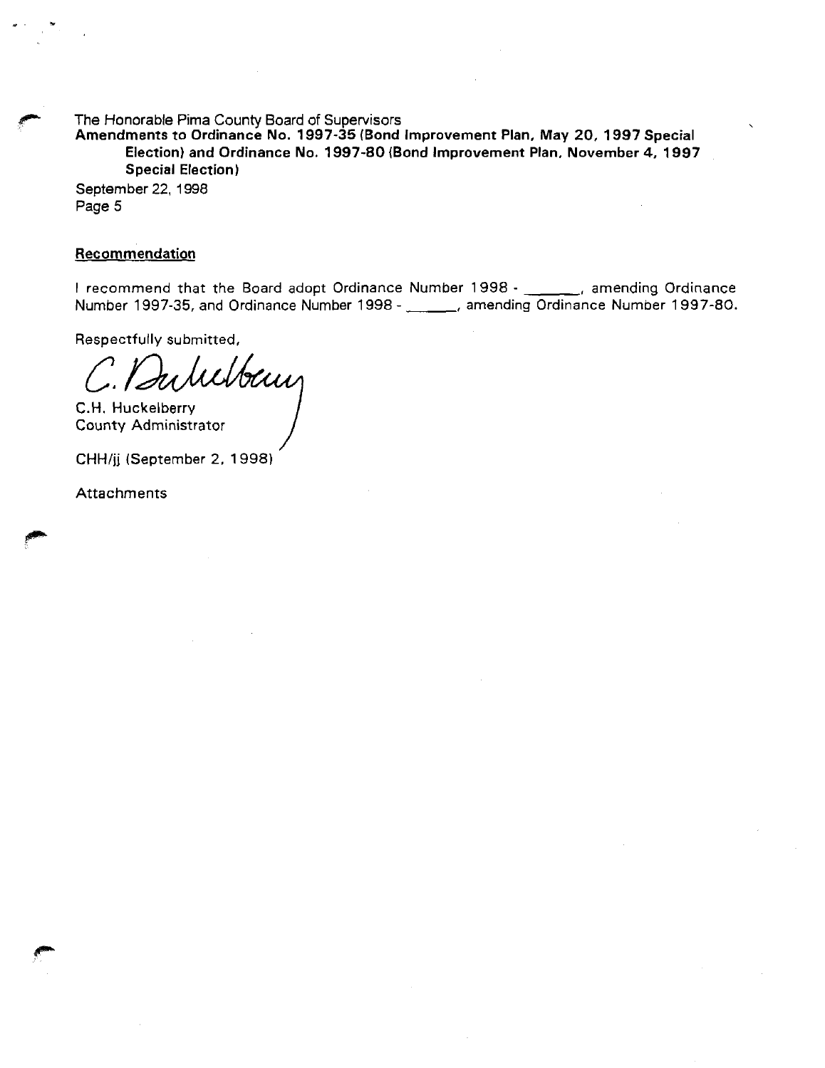The Honorable Pima County Board of Supervisors
**Amendments to Ordinance No. 1997-35 (Bond Improvement Plan, May 20, 1997 Special Election) and Ordinance No. 1997-80 (Bond Improvement Plan, November 4, 1997 Special Election)**
September 22, 1998

## Recommendation

I recommend that the Board adopt Ordinance Number 1998 - ______, amending Ordinance Number 1997-35, and Ordinance Number 1998 - ______, amending Ordinance Number 1997-80.

Respectfully submitted,

C. Huckelberry

C.H. Huckelberry
County Administrator

CHH/jj (September 2, 1998)

Attachments